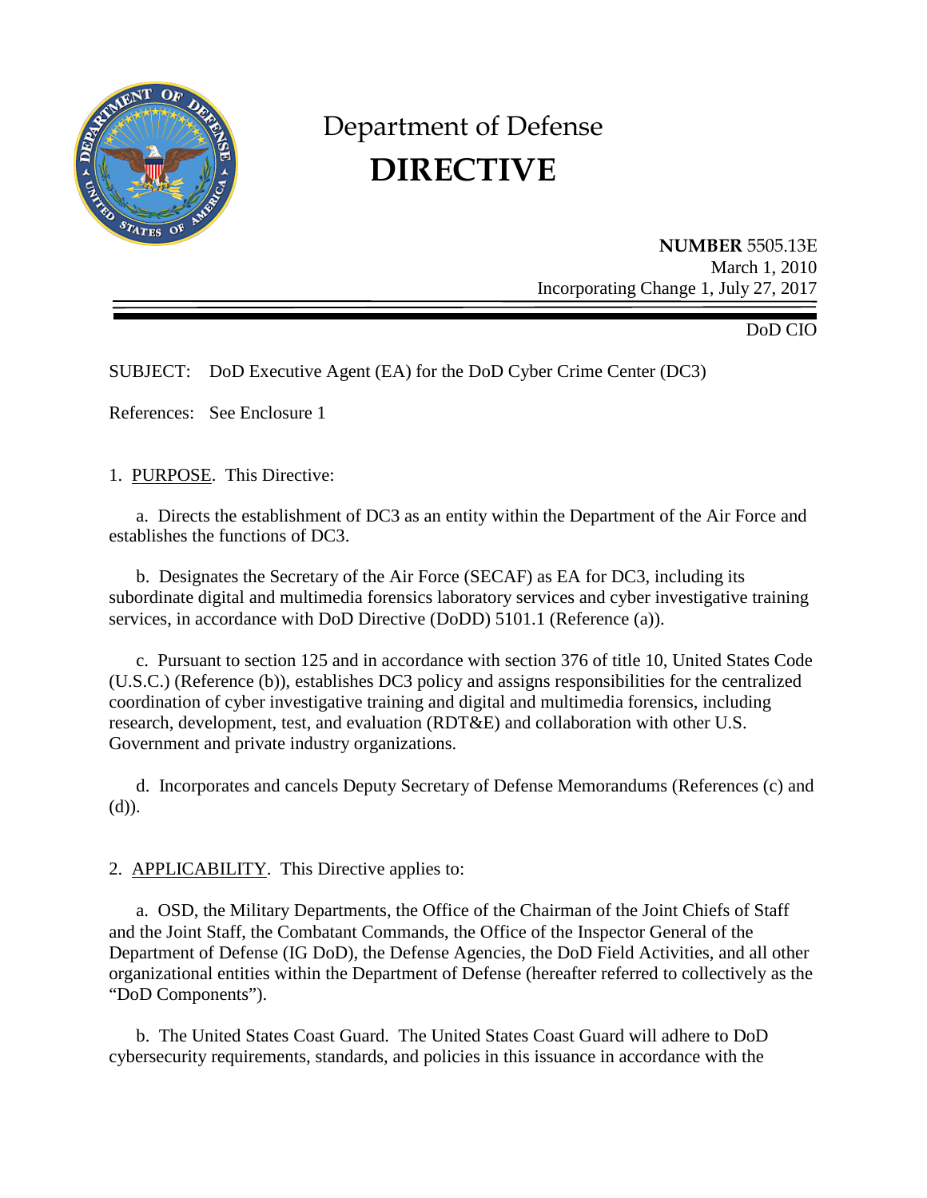# Department of Defense
# DIRECTIVE

**NUMBER** 5505.13E
March 1, 2010
Incorporating Change 1, July 27, 2017

DoD CIO

SUBJECT: DoD Executive Agent (EA) for the DoD Cyber Crime Center (DC3)

References: See Enclosure 1

1. PURPOSE. This Directive:

a. Directs the establishment of DC3 as an entity within the Department of the Air Force and establishes the functions of DC3.

b. Designates the Secretary of the Air Force (SECAF) as EA for DC3, including its subordinate digital and multimedia forensics laboratory services and cyber investigative training services, in accordance with DoD Directive (DoDD) 5101.1 (Reference (a)).

c. Pursuant to section 125 and in accordance with section 376 of title 10, United States Code (U.S.C.) (Reference (b)), establishes DC3 policy and assigns responsibilities for the centralized coordination of cyber investigative training and digital and multimedia forensics, including research, development, test, and evaluation (RDT&E) and collaboration with other U.S. Government and private industry organizations.

d. Incorporates and cancels Deputy Secretary of Defense Memorandums (References (c) and (d)).

2. APPLICABILITY. This Directive applies to:

a. OSD, the Military Departments, the Office of the Chairman of the Joint Chiefs of Staff and the Joint Staff, the Combatant Commands, the Office of the Inspector General of the Department of Defense (IG DoD), the Defense Agencies, the DoD Field Activities, and all other organizational entities within the Department of Defense (hereafter referred to collectively as the "DoD Components").

b. The United States Coast Guard. The United States Coast Guard will adhere to DoD cybersecurity requirements, standards, and policies in this issuance in accordance with the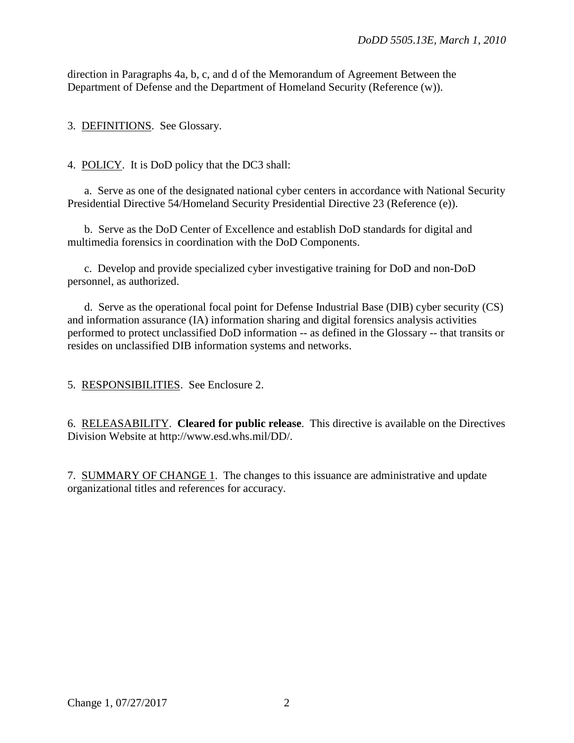direction in Paragraphs 4a, b, c, and d of the Memorandum of Agreement Between the Department of Defense and the Department of Homeland Security (Reference (w)).

3. DEFINITIONS. See Glossary.

4. POLICY. It is DoD policy that the DC3 shall:

a. Serve as one of the designated national cyber centers in accordance with National Security Presidential Directive 54/Homeland Security Presidential Directive 23 (Reference (e)).

b. Serve as the DoD Center of Excellence and establish DoD standards for digital and multimedia forensics in coordination with the DoD Components.

c. Develop and provide specialized cyber investigative training for DoD and non-DoD personnel, as authorized.

d. Serve as the operational focal point for Defense Industrial Base (DIB) cyber security (CS) and information assurance (IA) information sharing and digital forensics analysis activities performed to protect unclassified DoD information -- as defined in the Glossary -- that transits or resides on unclassified DIB information systems and networks.

5. RESPONSIBILITIES. See Enclosure 2.

6. RELEASABILITY. **Cleared for public release**. This directive is available on the Directives Division Website at http://www.esd.whs.mil/DD/.

7. SUMMARY OF CHANGE 1. The changes to this issuance are administrative and update organizational titles and references for accuracy.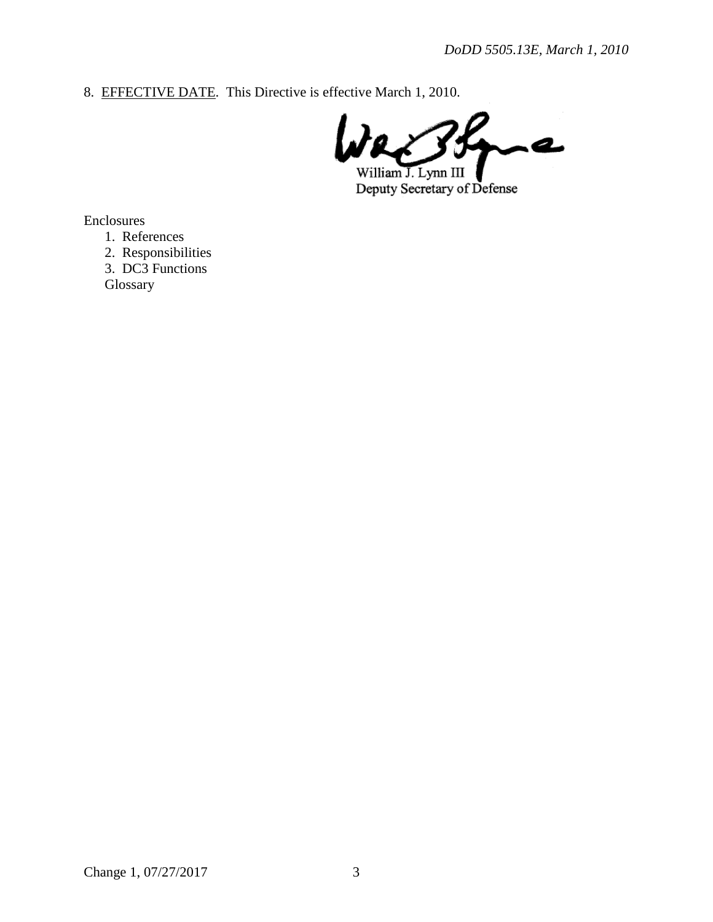8. EFFECTIVE DATE. This Directive is effective March 1, 2010.

William J. Lynn III
Deputy Secretary of Defense

Enclosures
1. References
2. Responsibilities
3. DC3 Functions
Glossary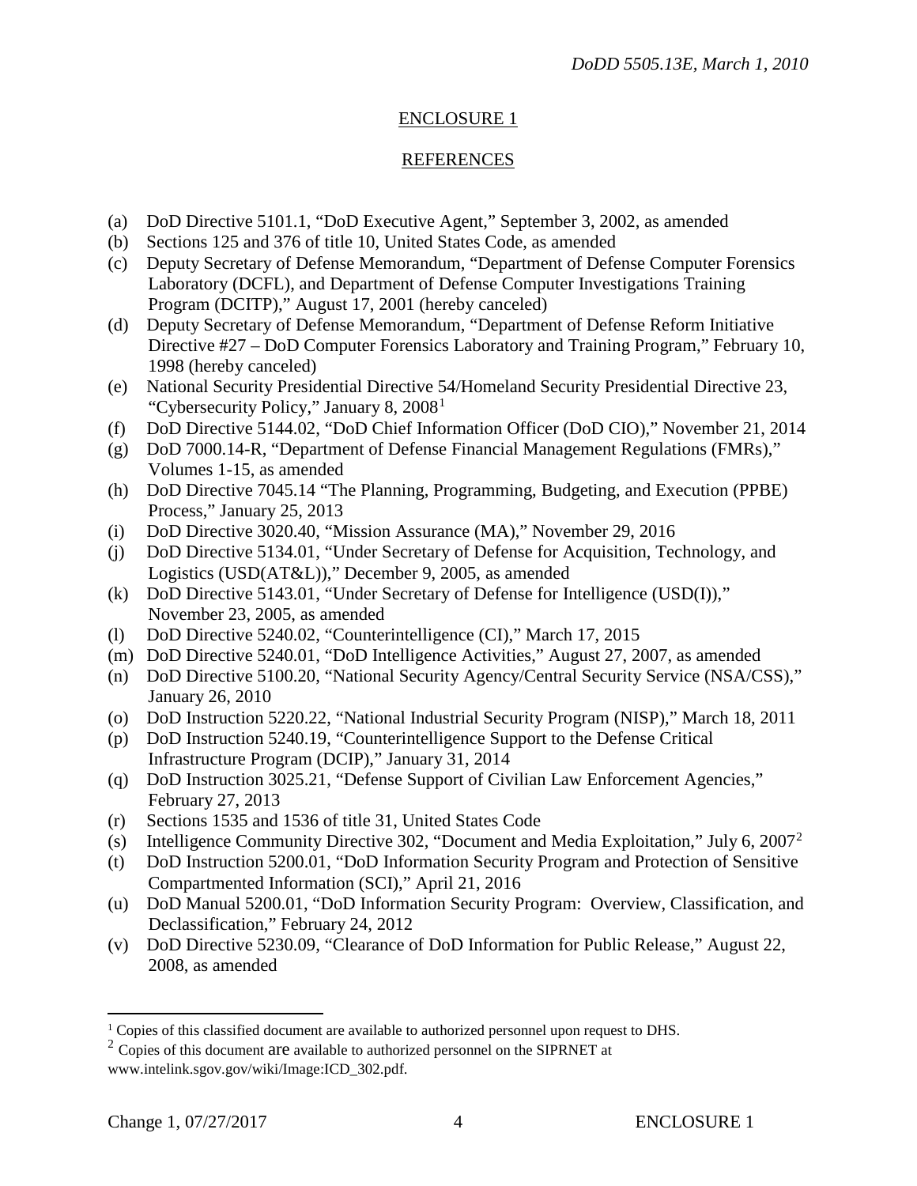## ENCLOSURE 1

## REFERENCES

(a) DoD Directive 5101.1, "DoD Executive Agent," September 3, 2002, as amended
(b) Sections 125 and 376 of title 10, United States Code, as amended
(c) Deputy Secretary of Defense Memorandum, "Department of Defense Computer Forensics Laboratory (DCFL), and Department of Defense Computer Investigations Training Program (DCITP)," August 17, 2001 (hereby canceled)
(d) Deputy Secretary of Defense Memorandum, "Department of Defense Reform Initiative Directive #27 – DoD Computer Forensics Laboratory and Training Program," February 10, 1998 (hereby canceled)
(e) National Security Presidential Directive 54/Homeland Security Presidential Directive 23, "Cybersecurity Policy," January 8, 2008[1]
(f) DoD Directive 5144.02, "DoD Chief Information Officer (DoD CIO)," November 21, 2014
(g) DoD 7000.14-R, "Department of Defense Financial Management Regulations (FMRs)," Volumes 1-15, as amended
(h) DoD Directive 7045.14 "The Planning, Programming, Budgeting, and Execution (PPBE) Process," January 25, 2013
(i) DoD Directive 3020.40, "Mission Assurance (MA)," November 29, 2016
(j) DoD Directive 5134.01, "Under Secretary of Defense for Acquisition, Technology, and Logistics (USD(AT&L))," December 9, 2005, as amended
(k) DoD Directive 5143.01, "Under Secretary of Defense for Intelligence (USD(I))," November 23, 2005, as amended
(l) DoD Directive 5240.02, "Counterintelligence (CI)," March 17, 2015
(m) DoD Directive 5240.01, "DoD Intelligence Activities," August 27, 2007, as amended
(n) DoD Directive 5100.20, "National Security Agency/Central Security Service (NSA/CSS)," January 26, 2010
(o) DoD Instruction 5220.22, "National Industrial Security Program (NISP)," March 18, 2011
(p) DoD Instruction 5240.19, "Counterintelligence Support to the Defense Critical Infrastructure Program (DCIP)," January 31, 2014
(q) DoD Instruction 3025.21, "Defense Support of Civilian Law Enforcement Agencies," February 27, 2013
(r) Sections 1535 and 1536 of title 31, United States Code
(s) Intelligence Community Directive 302, "Document and Media Exploitation," July 6, 2007[2]
(t) DoD Instruction 5200.01, "DoD Information Security Program and Protection of Sensitive Compartmented Information (SCI)," April 21, 2016
(u) DoD Manual 5200.01, "DoD Information Security Program: Overview, Classification, and Declassification," February 24, 2012
(v) DoD Directive 5230.09, "Clearance of DoD Information for Public Release," August 22, 2008, as amended

---

[1] Copies of this classified document are available to authorized personnel upon request to DHS.

[2] Copies of this document are available to authorized personnel on the SIPRNET at www.intelink.sgov.gov/wiki/Image:ICD_302.pdf.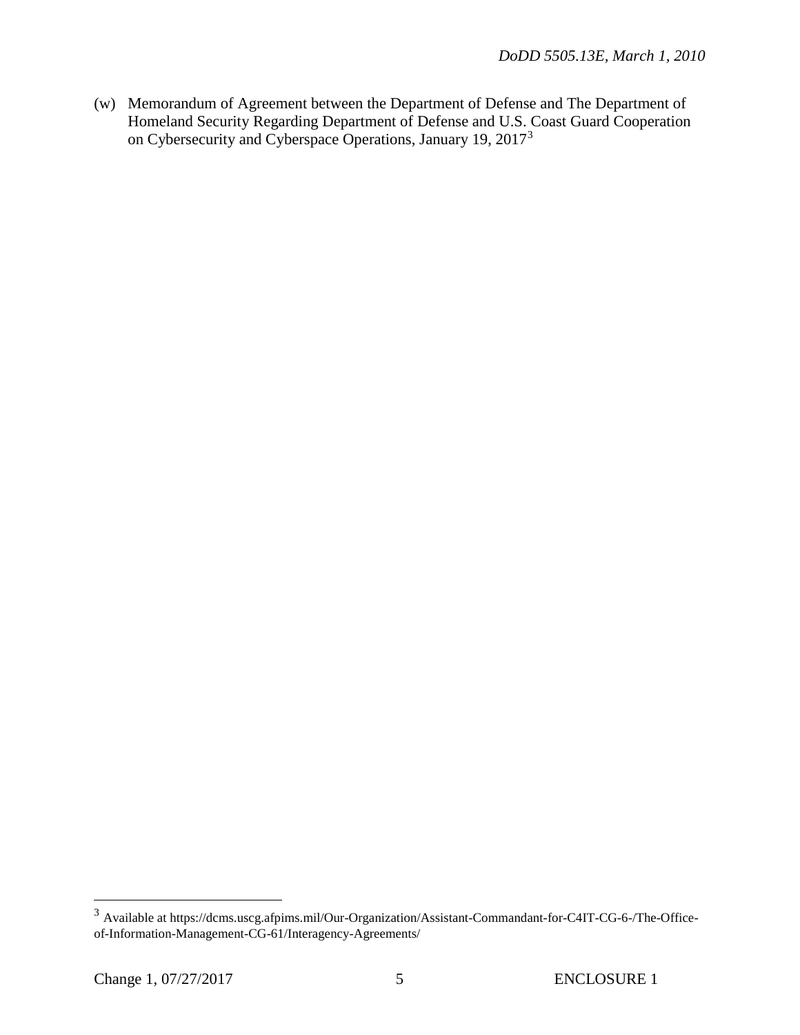(w) Memorandum of Agreement between the Department of Defense and The Department of Homeland Security Regarding Department of Defense and U.S. Coast Guard Cooperation on Cybersecurity and Cyberspace Operations, January 19, 2017[3]

---

[3] Available at https://dcms.uscg.afpims.mil/Our-Organization/Assistant-Commandant-for-C4IT-CG-6-/The-Office-of-Information-Management-CG-61/Interagency-Agreements/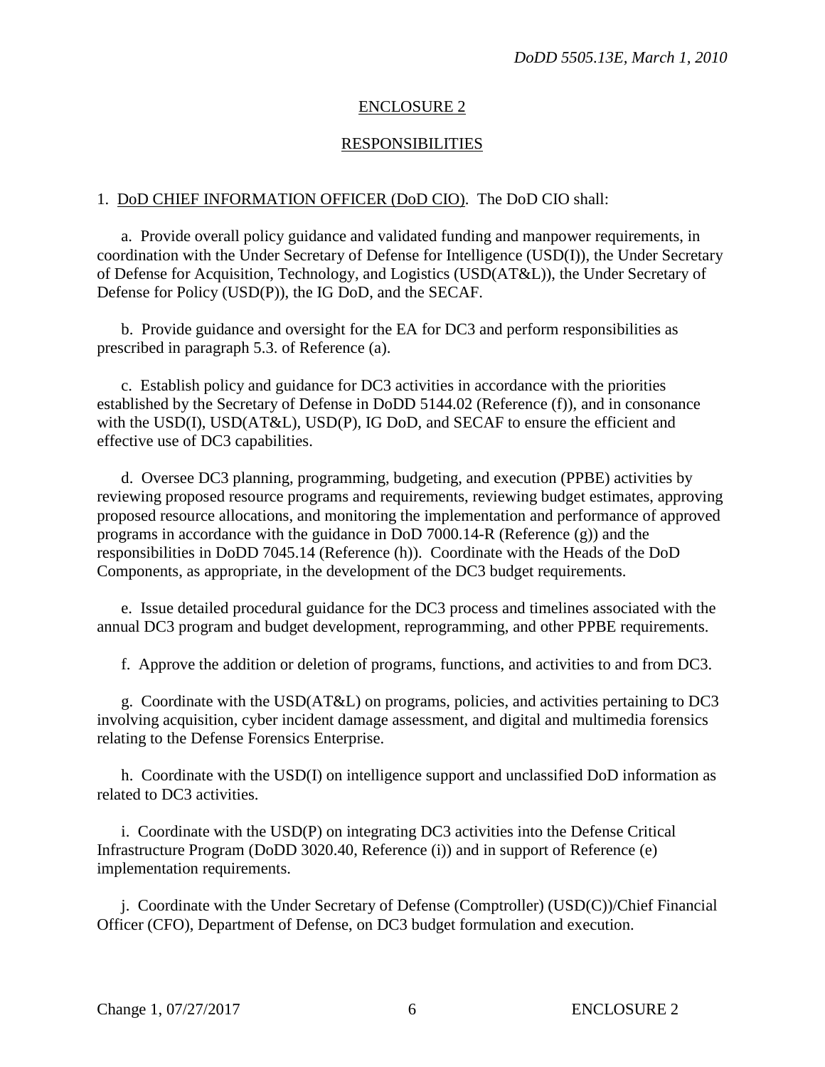## ENCLOSURE 2

## RESPONSIBILITIES

1. DoD CHIEF INFORMATION OFFICER (DoD CIO). The DoD CIO shall:

a. Provide overall policy guidance and validated funding and manpower requirements, in coordination with the Under Secretary of Defense for Intelligence (USD(I)), the Under Secretary of Defense for Acquisition, Technology, and Logistics (USD(AT&L)), the Under Secretary of Defense for Policy (USD(P)), the IG DoD, and the SECAF.

b. Provide guidance and oversight for the EA for DC3 and perform responsibilities as prescribed in paragraph 5.3. of Reference (a).

c. Establish policy and guidance for DC3 activities in accordance with the priorities established by the Secretary of Defense in DoDD 5144.02 (Reference (f)), and in consonance with the USD(I), USD(AT&L), USD(P), IG DoD, and SECAF to ensure the efficient and effective use of DC3 capabilities.

d. Oversee DC3 planning, programming, budgeting, and execution (PPBE) activities by reviewing proposed resource programs and requirements, reviewing budget estimates, approving proposed resource allocations, and monitoring the implementation and performance of approved programs in accordance with the guidance in DoD 7000.14-R (Reference (g)) and the responsibilities in DoDD 7045.14 (Reference (h)). Coordinate with the Heads of the DoD Components, as appropriate, in the development of the DC3 budget requirements.

e. Issue detailed procedural guidance for the DC3 process and timelines associated with the annual DC3 program and budget development, reprogramming, and other PPBE requirements.

f. Approve the addition or deletion of programs, functions, and activities to and from DC3.

g. Coordinate with the USD(AT&L) on programs, policies, and activities pertaining to DC3 involving acquisition, cyber incident damage assessment, and digital and multimedia forensics relating to the Defense Forensics Enterprise.

h. Coordinate with the USD(I) on intelligence support and unclassified DoD information as related to DC3 activities.

i. Coordinate with the USD(P) on integrating DC3 activities into the Defense Critical Infrastructure Program (DoDD 3020.40, Reference (i)) and in support of Reference (e) implementation requirements.

j. Coordinate with the Under Secretary of Defense (Comptroller) (USD(C))/Chief Financial Officer (CFO), Department of Defense, on DC3 budget formulation and execution.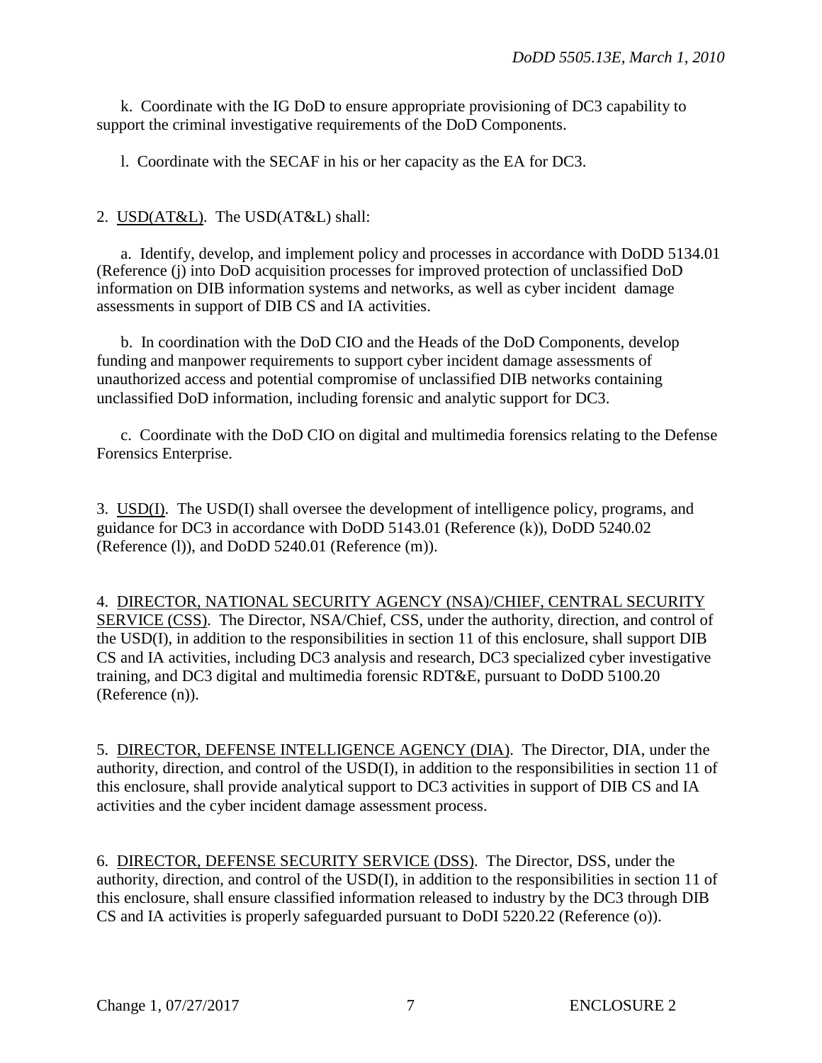k. Coordinate with the IG DoD to ensure appropriate provisioning of DC3 capability to support the criminal investigative requirements of the DoD Components.

l. Coordinate with the SECAF in his or her capacity as the EA for DC3.

2. USD(AT&L). The USD(AT&L) shall:

a. Identify, develop, and implement policy and processes in accordance with DoDD 5134.01 (Reference (j) into DoD acquisition processes for improved protection of unclassified DoD information on DIB information systems and networks, as well as cyber incident damage assessments in support of DIB CS and IA activities.

b. In coordination with the DoD CIO and the Heads of the DoD Components, develop funding and manpower requirements to support cyber incident damage assessments of unauthorized access and potential compromise of unclassified DIB networks containing unclassified DoD information, including forensic and analytic support for DC3.

c. Coordinate with the DoD CIO on digital and multimedia forensics relating to the Defense Forensics Enterprise.

3. USD(I). The USD(I) shall oversee the development of intelligence policy, programs, and guidance for DC3 in accordance with DoDD 5143.01 (Reference (k)), DoDD 5240.02 (Reference (l)), and DoDD 5240.01 (Reference (m)).

4. DIRECTOR, NATIONAL SECURITY AGENCY (NSA)/CHIEF, CENTRAL SECURITY SERVICE (CSS). The Director, NSA/Chief, CSS, under the authority, direction, and control of the USD(I), in addition to the responsibilities in section 11 of this enclosure, shall support DIB CS and IA activities, including DC3 analysis and research, DC3 specialized cyber investigative training, and DC3 digital and multimedia forensic RDT&E, pursuant to DoDD 5100.20 (Reference (n)).

5. DIRECTOR, DEFENSE INTELLIGENCE AGENCY (DIA). The Director, DIA, under the authority, direction, and control of the USD(I), in addition to the responsibilities in section 11 of this enclosure, shall provide analytical support to DC3 activities in support of DIB CS and IA activities and the cyber incident damage assessment process.

6. DIRECTOR, DEFENSE SECURITY SERVICE (DSS). The Director, DSS, under the authority, direction, and control of the USD(I), in addition to the responsibilities in section 11 of this enclosure, shall ensure classified information released to industry by the DC3 through DIB CS and IA activities is properly safeguarded pursuant to DoDI 5220.22 (Reference (o)).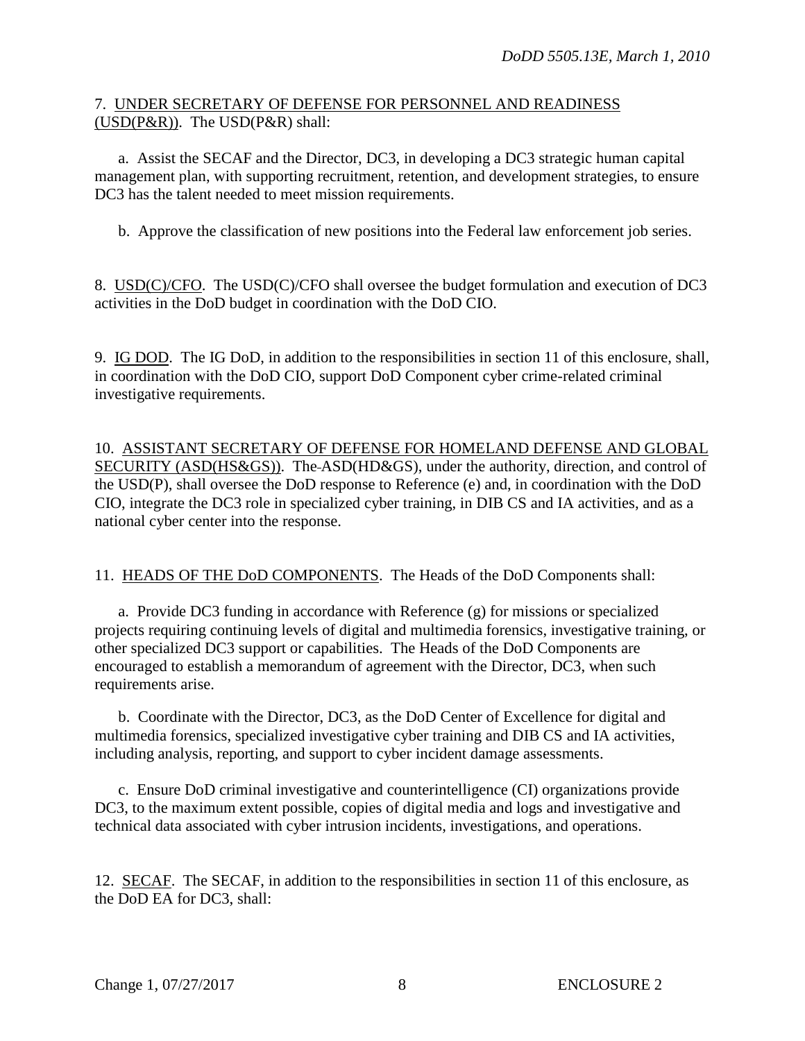7. UNDER SECRETARY OF DEFENSE FOR PERSONNEL AND READINESS (USD(P&R)). The USD(P&R) shall:

a. Assist the SECAF and the Director, DC3, in developing a DC3 strategic human capital management plan, with supporting recruitment, retention, and development strategies, to ensure DC3 has the talent needed to meet mission requirements.

b. Approve the classification of new positions into the Federal law enforcement job series.

8. USD(C)/CFO. The USD(C)/CFO shall oversee the budget formulation and execution of DC3 activities in the DoD budget in coordination with the DoD CIO.

9. IG DOD. The IG DoD, in addition to the responsibilities in section 11 of this enclosure, shall, in coordination with the DoD CIO, support DoD Component cyber crime-related criminal investigative requirements.

10. ASSISTANT SECRETARY OF DEFENSE FOR HOMELAND DEFENSE AND GLOBAL SECURITY (ASD(HS&GS)). The ASD(HD&GS), under the authority, direction, and control of the USD(P), shall oversee the DoD response to Reference (e) and, in coordination with the DoD CIO, integrate the DC3 role in specialized cyber training, in DIB CS and IA activities, and as a national cyber center into the response.

11. HEADS OF THE DoD COMPONENTS. The Heads of the DoD Components shall:

a. Provide DC3 funding in accordance with Reference (g) for missions or specialized projects requiring continuing levels of digital and multimedia forensics, investigative training, or other specialized DC3 support or capabilities. The Heads of the DoD Components are encouraged to establish a memorandum of agreement with the Director, DC3, when such requirements arise.

b. Coordinate with the Director, DC3, as the DoD Center of Excellence for digital and multimedia forensics, specialized investigative cyber training and DIB CS and IA activities, including analysis, reporting, and support to cyber incident damage assessments.

c. Ensure DoD criminal investigative and counterintelligence (CI) organizations provide DC3, to the maximum extent possible, copies of digital media and logs and investigative and technical data associated with cyber intrusion incidents, investigations, and operations.

12. SECAF. The SECAF, in addition to the responsibilities in section 11 of this enclosure, as the DoD EA for DC3, shall: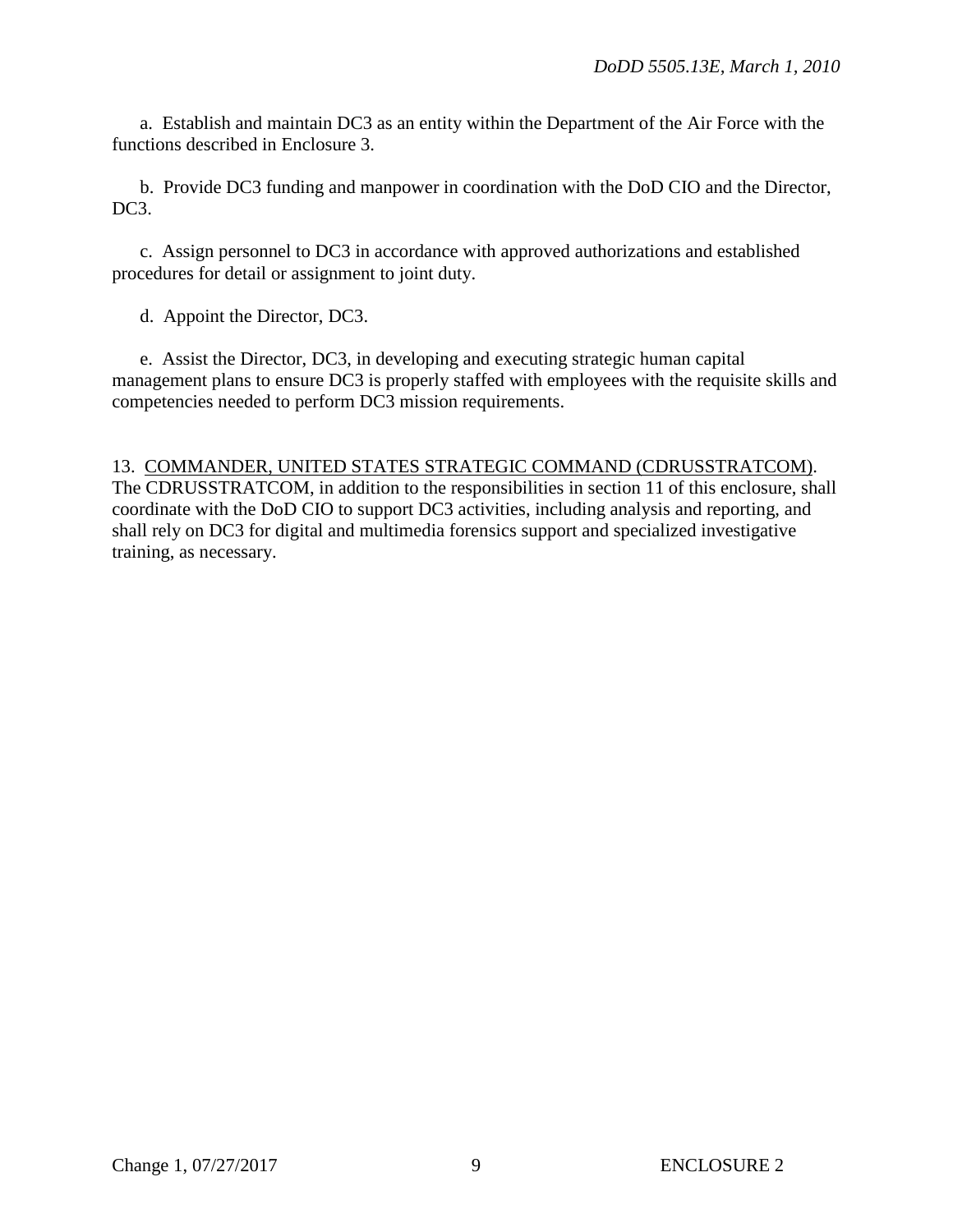a. Establish and maintain DC3 as an entity within the Department of the Air Force with the functions described in Enclosure 3.

b. Provide DC3 funding and manpower in coordination with the DoD CIO and the Director, DC3.

c. Assign personnel to DC3 in accordance with approved authorizations and established procedures for detail or assignment to joint duty.

d. Appoint the Director, DC3.

e. Assist the Director, DC3, in developing and executing strategic human capital management plans to ensure DC3 is properly staffed with employees with the requisite skills and competencies needed to perform DC3 mission requirements.

13. COMMANDER, UNITED STATES STRATEGIC COMMAND (CDRUSSTRATCOM). The CDRUSSTRATCOM, in addition to the responsibilities in section 11 of this enclosure, shall coordinate with the DoD CIO to support DC3 activities, including analysis and reporting, and shall rely on DC3 for digital and multimedia forensics support and specialized investigative training, as necessary.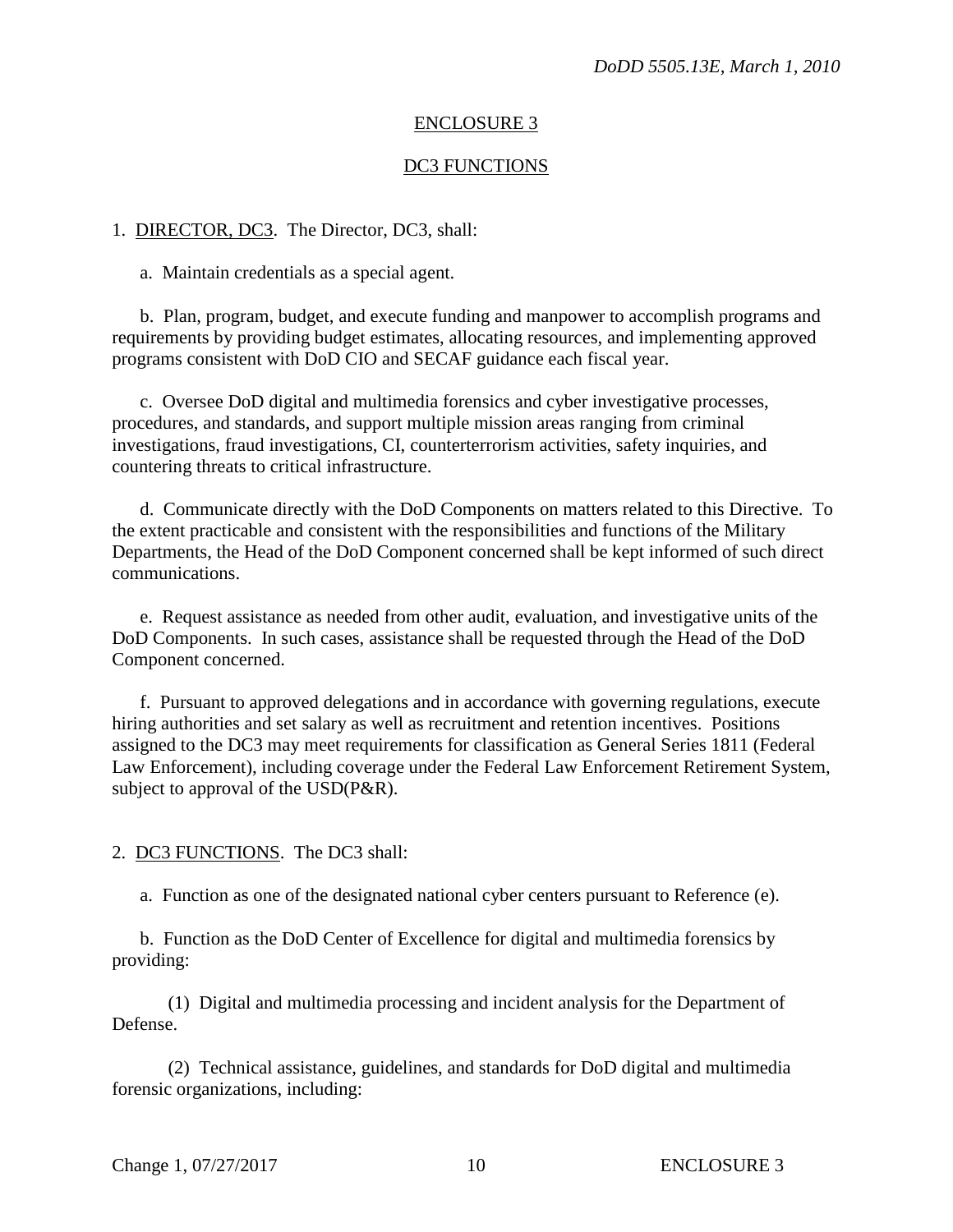## ENCLOSURE 3

## DC3 FUNCTIONS

1. DIRECTOR, DC3. The Director, DC3, shall:

a. Maintain credentials as a special agent.

b. Plan, program, budget, and execute funding and manpower to accomplish programs and requirements by providing budget estimates, allocating resources, and implementing approved programs consistent with DoD CIO and SECAF guidance each fiscal year.

c. Oversee DoD digital and multimedia forensics and cyber investigative processes, procedures, and standards, and support multiple mission areas ranging from criminal investigations, fraud investigations, CI, counterterrorism activities, safety inquiries, and countering threats to critical infrastructure.

d. Communicate directly with the DoD Components on matters related to this Directive. To the extent practicable and consistent with the responsibilities and functions of the Military Departments, the Head of the DoD Component concerned shall be kept informed of such direct communications.

e. Request assistance as needed from other audit, evaluation, and investigative units of the DoD Components. In such cases, assistance shall be requested through the Head of the DoD Component concerned.

f. Pursuant to approved delegations and in accordance with governing regulations, execute hiring authorities and set salary as well as recruitment and retention incentives. Positions assigned to the DC3 may meet requirements for classification as General Series 1811 (Federal Law Enforcement), including coverage under the Federal Law Enforcement Retirement System, subject to approval of the USD(P&R).

2. DC3 FUNCTIONS. The DC3 shall:

a. Function as one of the designated national cyber centers pursuant to Reference (e).

b. Function as the DoD Center of Excellence for digital and multimedia forensics by providing:

(1) Digital and multimedia processing and incident analysis for the Department of Defense.

(2) Technical assistance, guidelines, and standards for DoD digital and multimedia forensic organizations, including: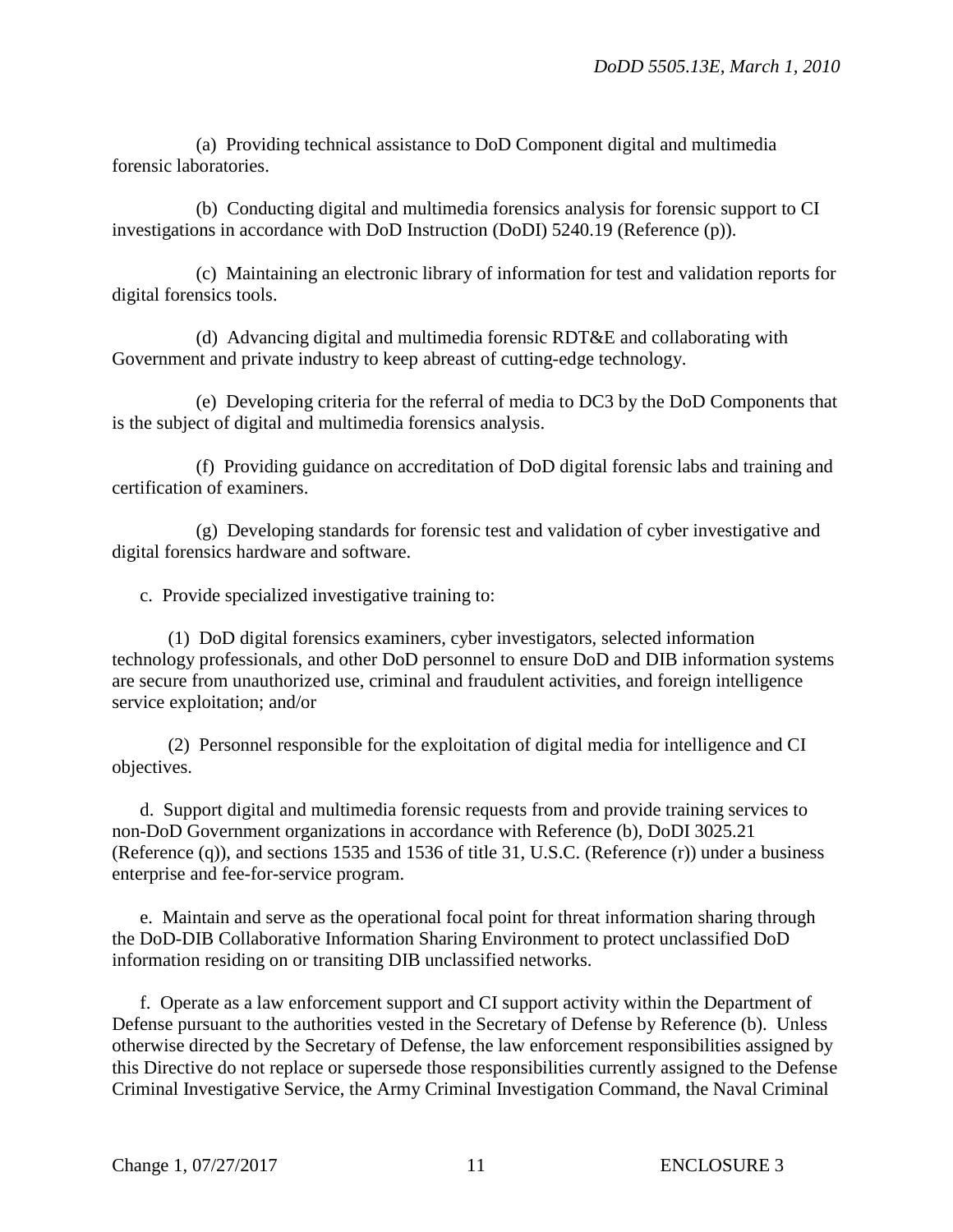(a) Providing technical assistance to DoD Component digital and multimedia forensic laboratories.

(b) Conducting digital and multimedia forensics analysis for forensic support to CI investigations in accordance with DoD Instruction (DoDI) 5240.19 (Reference (p)).

(c) Maintaining an electronic library of information for test and validation reports for digital forensics tools.

(d) Advancing digital and multimedia forensic RDT&E and collaborating with Government and private industry to keep abreast of cutting-edge technology.

(e) Developing criteria for the referral of media to DC3 by the DoD Components that is the subject of digital and multimedia forensics analysis.

(f) Providing guidance on accreditation of DoD digital forensic labs and training and certification of examiners.

(g) Developing standards for forensic test and validation of cyber investigative and digital forensics hardware and software.

c. Provide specialized investigative training to:

(1) DoD digital forensics examiners, cyber investigators, selected information technology professionals, and other DoD personnel to ensure DoD and DIB information systems are secure from unauthorized use, criminal and fraudulent activities, and foreign intelligence service exploitation; and/or

(2) Personnel responsible for the exploitation of digital media for intelligence and CI objectives.

d. Support digital and multimedia forensic requests from and provide training services to non-DoD Government organizations in accordance with Reference (b), DoDI 3025.21 (Reference (q)), and sections 1535 and 1536 of title 31, U.S.C. (Reference (r)) under a business enterprise and fee-for-service program.

e. Maintain and serve as the operational focal point for threat information sharing through the DoD-DIB Collaborative Information Sharing Environment to protect unclassified DoD information residing on or transiting DIB unclassified networks.

f. Operate as a law enforcement support and CI support activity within the Department of Defense pursuant to the authorities vested in the Secretary of Defense by Reference (b). Unless otherwise directed by the Secretary of Defense, the law enforcement responsibilities assigned by this Directive do not replace or supersede those responsibilities currently assigned to the Defense Criminal Investigative Service, the Army Criminal Investigation Command, the Naval Criminal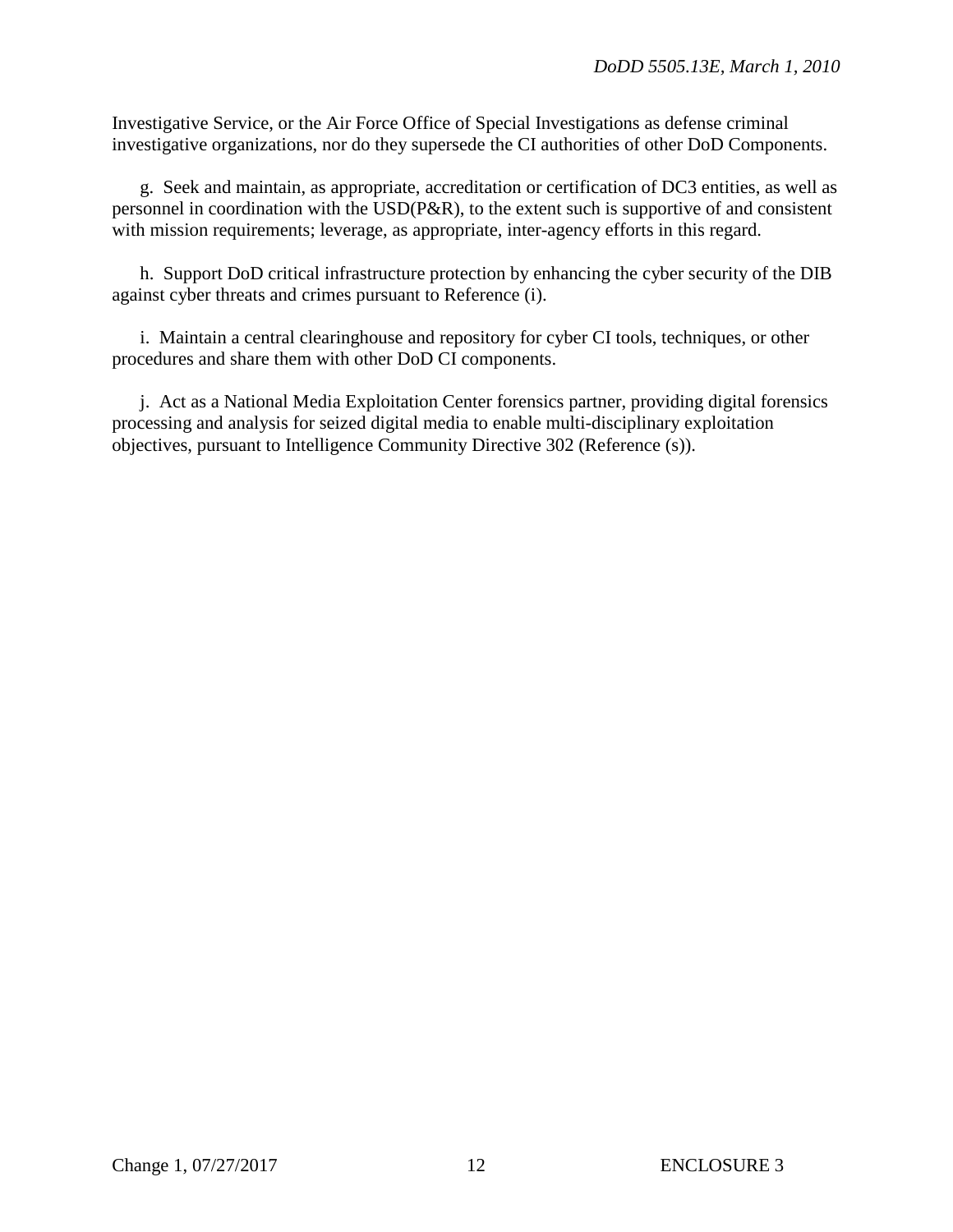Investigative Service, or the Air Force Office of Special Investigations as defense criminal investigative organizations, nor do they supersede the CI authorities of other DoD Components.

g. Seek and maintain, as appropriate, accreditation or certification of DC3 entities, as well as personnel in coordination with the USD(P&R), to the extent such is supportive of and consistent with mission requirements; leverage, as appropriate, inter-agency efforts in this regard.

h. Support DoD critical infrastructure protection by enhancing the cyber security of the DIB against cyber threats and crimes pursuant to Reference (i).

i. Maintain a central clearinghouse and repository for cyber CI tools, techniques, or other procedures and share them with other DoD CI components.

j. Act as a National Media Exploitation Center forensics partner, providing digital forensics processing and analysis for seized digital media to enable multi-disciplinary exploitation objectives, pursuant to Intelligence Community Directive 302 (Reference (s)).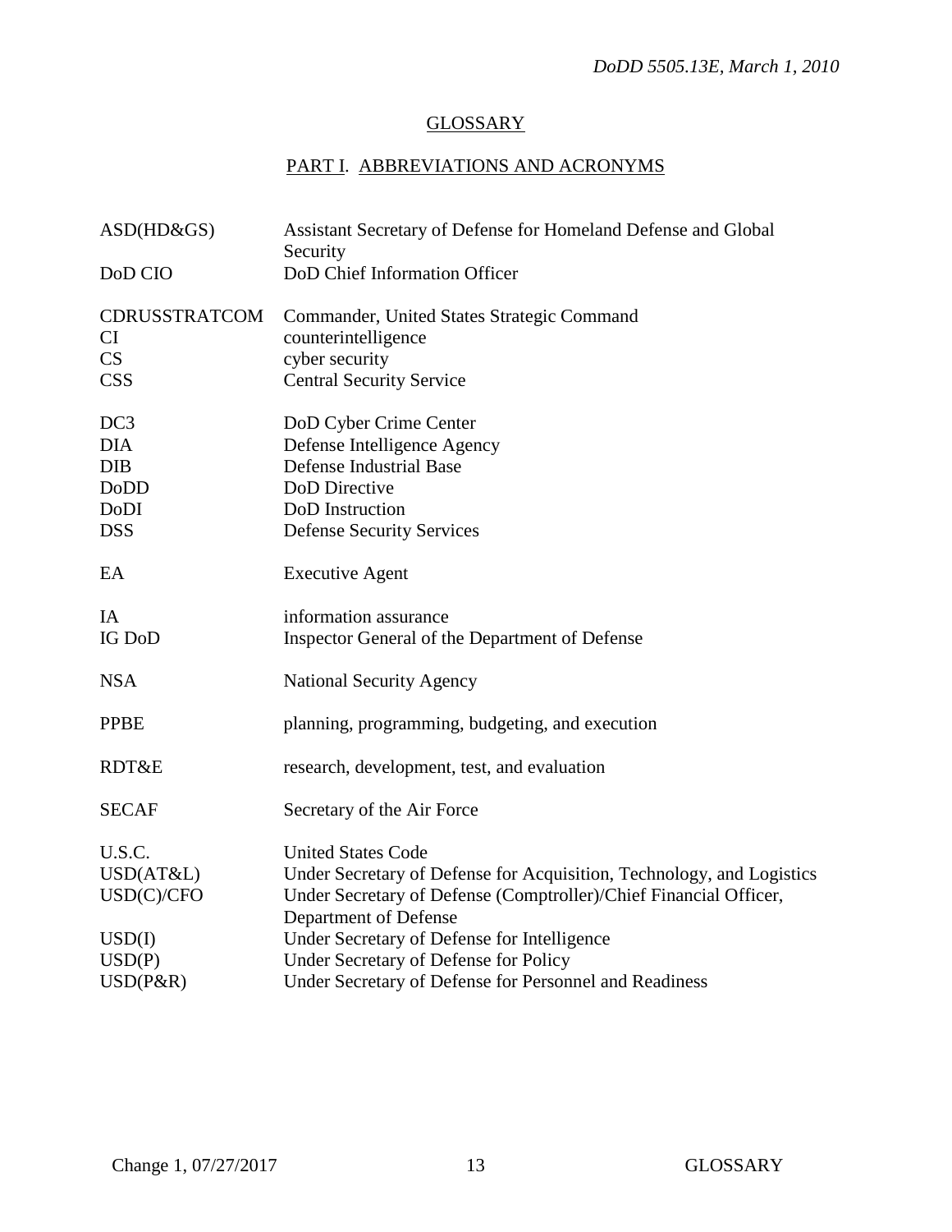# GLOSSARY

## PART I. ABBREVIATIONS AND ACRONYMS

| | |
|---|---|
| ASD(HD&GS) | Assistant Secretary of Defense for Homeland Defense and Global Security |
| DoD CIO | DoD Chief Information Officer |
| CDRUSSTRATCOM | Commander, United States Strategic Command |
| CI | counterintelligence |
| CS | cyber security |
| CSS | Central Security Service |
| DC3 | DoD Cyber Crime Center |
| DIA | Defense Intelligence Agency |
| DIB | Defense Industrial Base |
| DoDD | DoD Directive |
| DoDI | DoD Instruction |
| DSS | Defense Security Services |
| EA | Executive Agent |
| IA | information assurance |
| IG DoD | Inspector General of the Department of Defense |
| NSA | National Security Agency |
| PPBE | planning, programming, budgeting, and execution |
| RDT&E | research, development, test, and evaluation |
| SECAF | Secretary of the Air Force |
| U.S.C. | United States Code |
| USD(AT&L) | Under Secretary of Defense for Acquisition, Technology, and Logistics |
| USD(C)/CFO | Under Secretary of Defense (Comptroller)/Chief Financial Officer, Department of Defense |
| USD(I) | Under Secretary of Defense for Intelligence |
| USD(P) | Under Secretary of Defense for Policy |
| USD(P&R) | Under Secretary of Defense for Personnel and Readiness |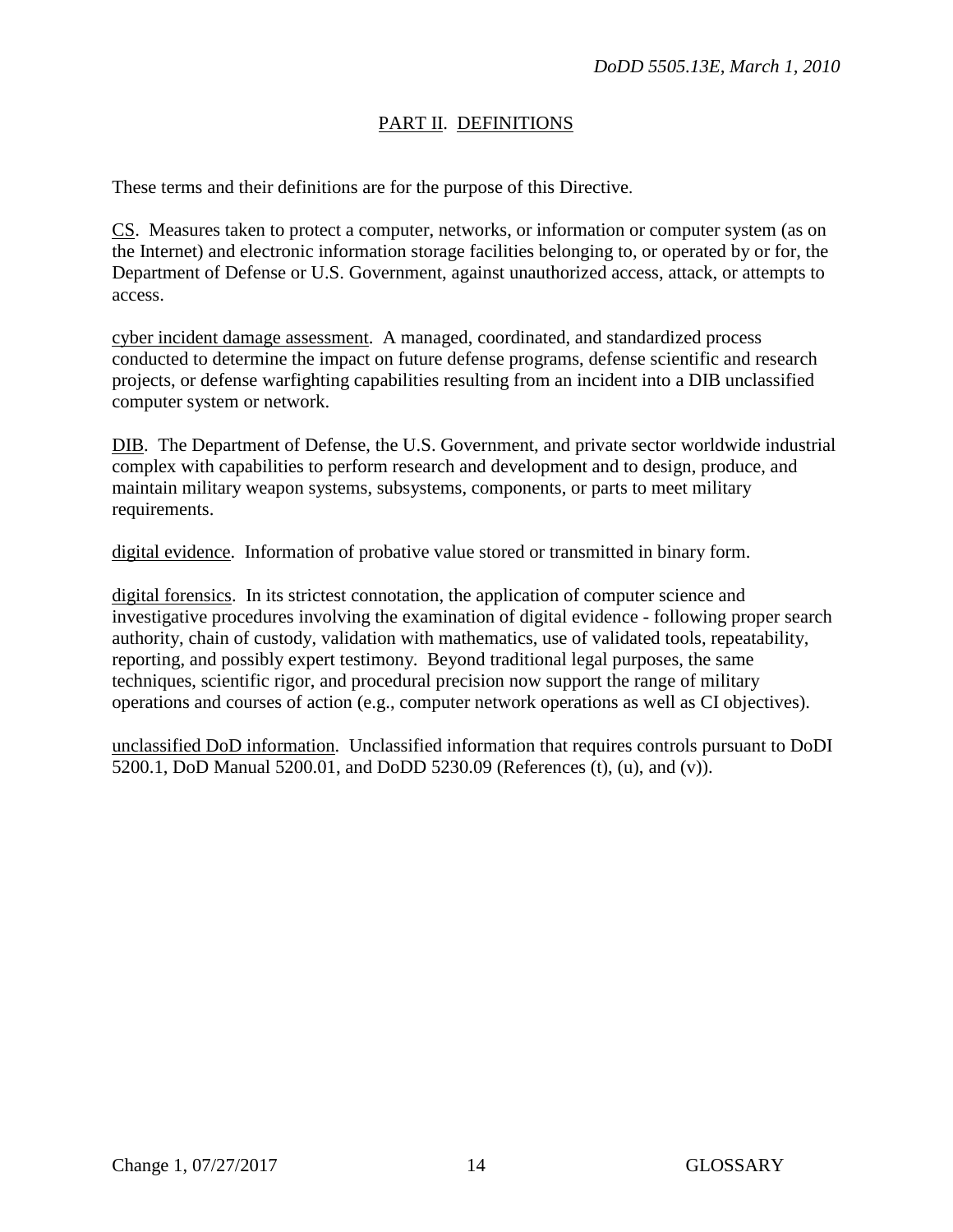## PART II. DEFINITIONS

These terms and their definitions are for the purpose of this Directive.

CS. Measures taken to protect a computer, networks, or information or computer system (as on the Internet) and electronic information storage facilities belonging to, or operated by or for, the Department of Defense or U.S. Government, against unauthorized access, attack, or attempts to access.

cyber incident damage assessment. A managed, coordinated, and standardized process conducted to determine the impact on future defense programs, defense scientific and research projects, or defense warfighting capabilities resulting from an incident into a DIB unclassified computer system or network.

DIB. The Department of Defense, the U.S. Government, and private sector worldwide industrial complex with capabilities to perform research and development and to design, produce, and maintain military weapon systems, subsystems, components, or parts to meet military requirements.

digital evidence. Information of probative value stored or transmitted in binary form.

digital forensics. In its strictest connotation, the application of computer science and investigative procedures involving the examination of digital evidence - following proper search authority, chain of custody, validation with mathematics, use of validated tools, repeatability, reporting, and possibly expert testimony. Beyond traditional legal purposes, the same techniques, scientific rigor, and procedural precision now support the range of military operations and courses of action (e.g., computer network operations as well as CI objectives).

unclassified DoD information. Unclassified information that requires controls pursuant to DoDI 5200.1, DoD Manual 5200.01, and DoDD 5230.09 (References (t), (u), and (v)).